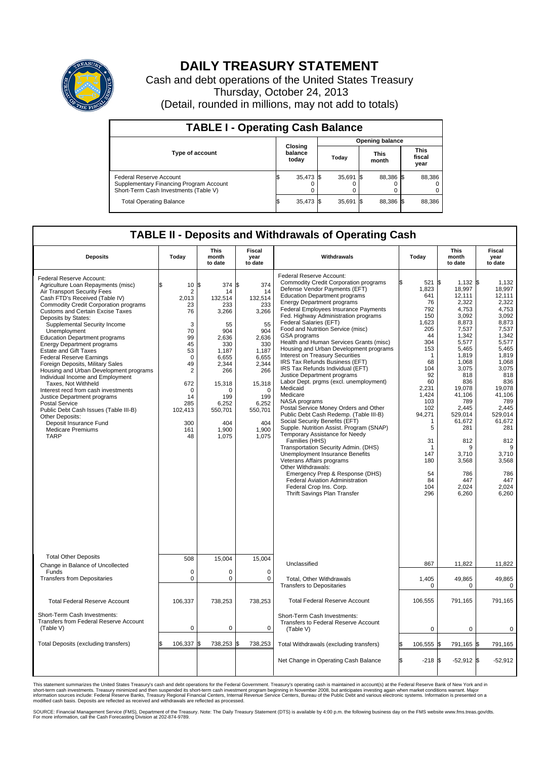# DAILY TREASURY STATEMENT

Cash and debt operations of the United States Treasury
Thursday, October 24, 2013
(Detail, rounded in millions, may not add to totals)

## TABLE I - Operating Cash Balance

| Type of account | Closing balance today | Opening balance Today | Opening balance This month | Opening balance This fiscal year |
|---|---|---|---|---|
| Federal Reserve Account | $ 35,473 | $ 35,691 | $ 88,386 | $ 88,386 |
| Supplementary Financing Program Account | 0 | 0 | 0 | 0 |
| Short-Term Cash Investments (Table V) | 0 | 0 | 0 | 0 |
| Total Operating Balance | $ 35,473 | $ 35,691 | $ 88,386 | $ 88,386 |

## TABLE II - Deposits and Withdrawals of Operating Cash

| Deposits | Today | This month to date | Fiscal year to date |
|---|---|---|---|
| Federal Reserve Account: | | | |
| Agriculture Loan Repayments (misc) | $ 10 | $ 374 | $ 374 |
| Air Transport Security Fees | 2 | 14 | 14 |
| Cash FTD's Received (Table IV) | 2,013 | 132,514 | 132,514 |
| Commodity Credit Corporation programs | 23 | 233 | 233 |
| Customs and Certain Excise Taxes | 76 | 3,266 | 3,266 |
| Deposits by States: | | | |
| Supplemental Security Income | 3 | 55 | 55 |
| Unemployment | 70 | 904 | 904 |
| Education Department programs | 99 | 2,636 | 2,636 |
| Energy Department programs | 45 | 330 | 330 |
| Estate and Gift Taxes | 53 | 1,187 | 1,187 |
| Federal Reserve Earnings | 0 | 6,655 | 6,655 |
| Foreign Deposits, Military Sales | 49 | 2,344 | 2,344 |
| Housing and Urban Development programs | 2 | 266 | 266 |
| Individual Income and Employment Taxes, Not Withheld | 672 | 15,318 | 15,318 |
| Interest recd from cash investments | 0 | 0 | 0 |
| Justice Department programs | 14 | 199 | 199 |
| Postal Service | 285 | 6,252 | 6,252 |
| Public Debt Cash Issues (Table III-B) | 102,413 | 550,701 | 550,701 |
| Other Deposits: | | | |
| Deposit Insurance Fund | 300 | 404 | 404 |
| Medicare Premiums | 161 | 1,900 | 1,900 |
| TARP | 48 | 1,075 | 1,075 |
| Total Other Deposits | 508 | 15,004 | 15,004 |
| Change in Balance of Uncollected Funds | 0 | 0 | 0 |
| Transfers from Depositaries | 0 | 0 | 0 |
| Total Federal Reserve Account | 106,337 | 738,253 | 738,253 |
| Short-Term Cash Investments: Transfers from Federal Reserve Account (Table V) | 0 | 0 | 0 |
| Total Deposits (excluding transfers) | $ 106,337 | $ 738,253 | $ 738,253 |

| Withdrawals | Today | This month to date | Fiscal year to date |
|---|---|---|---|
| Federal Reserve Account: | | | |
| Commodity Credit Corporation programs | $ 521 | $ 1,132 | $ 1,132 |
| Defense Vendor Payments (EFT) | 1,823 | 18,997 | 18,997 |
| Education Department programs | 641 | 12,111 | 12,111 |
| Energy Department programs | 76 | 2,322 | 2,322 |
| Federal Employees Insurance Payments | 792 | 4,753 | 4,753 |
| Fed. Highway Administration programs | 150 | 3,092 | 3,092 |
| Federal Salaries (EFT) | 1,623 | 8,873 | 8,873 |
| Food and Nutrition Service (misc) | 205 | 7,537 | 7,537 |
| GSA programs | 44 | 1,342 | 1,342 |
| Health and Human Services Grants (misc) | 304 | 5,577 | 5,577 |
| Housing and Urban Development programs | 153 | 5,465 | 5,465 |
| Interest on Treasury Securities | 1 | 1,819 | 1,819 |
| IRS Tax Refunds Business (EFT) | 68 | 1,068 | 1,068 |
| IRS Tax Refunds Individual (EFT) | 104 | 3,075 | 3,075 |
| Justice Department programs | 92 | 818 | 818 |
| Labor Dept. prgms (excl. unemployment) | 60 | 836 | 836 |
| Medicaid | 2,231 | 19,078 | 19,078 |
| Medicare | 1,424 | 41,106 | 41,106 |
| NASA programs | 103 | 789 | 789 |
| Postal Service Money Orders and Other | 102 | 2,445 | 2,445 |
| Public Debt Cash Redemp. (Table III-B) | 94,271 | 529,014 | 529,014 |
| Social Security Benefits (EFT) | 1 | 61,672 | 61,672 |
| Supple. Nutrition Assist. Program (SNAP) | 5 | 281 | 281 |
| Temporary Assistance for Needy Families (HHS) | 31 | 812 | 812 |
| Transportation Security Admin. (DHS) | 1 | 9 | 9 |
| Unemployment Insurance Benefits | 147 | 3,710 | 3,710 |
| Veterans Affairs programs | 180 | 3,568 | 3,568 |
| Other Withdrawals: | | | |
| Emergency Prep & Response (DHS) | 54 | 786 | 786 |
| Federal Aviation Administration | 84 | 447 | 447 |
| Federal Crop Ins. Corp. | 104 | 2,024 | 2,024 |
| Thrift Savings Plan Transfer | 296 | 6,260 | 6,260 |
| Unclassified | 867 | 11,822 | 11,822 |
| Total, Other Withdrawals | 1,405 | 49,865 | 49,865 |
| Transfers to Depositaries | 0 | 0 | 0 |
| Total Federal Reserve Account | 106,555 | 791,165 | 791,165 |
| Short-Term Cash Investments: Transfers to Federal Reserve Account (Table V) | 0 | 0 | 0 |
| Total Withdrawals (excluding transfers) | $ 106,555 | $ 791,165 | $ 791,165 |
| Net Change in Operating Cash Balance | $ -218 | $ -52,912 | $ -52,912 |

This statement summarizes the United States Treasury's cash and debt operations for the Federal Government. Treasury's operating cash is maintained in account(s) at the Federal Reserve Bank of New York and in short-term cash investments. Treasury minimized and then suspended its short-term cash investment program beginning in November 2008, but anticipates investing again when market conditions warrant. Major information sources include: Federal Reserve Banks, Treasury Regional Financial Centers, Internal Revenue Service Centers, Bureau of the Public Debt and various electronic systems. Information is presented on a modified cash basis. Deposits are reflected as received and withdrawals are reflected as processed.

SOURCE: Financial Management Service (FMS), Department of the Treasury. Note: The Daily Treasury Statement (DTS) is available by 4:00 p.m. the following business day on the FMS website www.fms.treas.gov/dts. For more information, call the Cash Forecasting Division at 202-874-9789.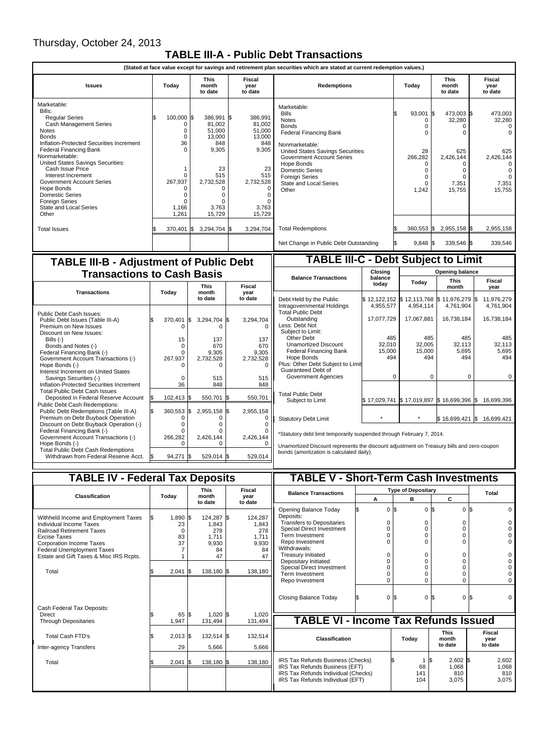Thursday, October 24, 2013

# TABLE III-A - Public Debt Transactions

(Stated at face value except for savings and retirement plan securities which are stated at current redemption values.)

| Issues | Today | This month to date | Fiscal year to date |
|---|---|---|---|
| Marketable: | | | |
| Bills: | | | |
| Regular Series | $ 100,000 | $ 386,991 | $ 386,991 |
| Cash Management Series | 0 | 81,002 | 81,002 |
| Notes | 0 | 51,000 | 51,000 |
| Bonds | 0 | 13,000 | 13,000 |
| Inflation-Protected Securities Increment | 36 | 848 | 848 |
| Federal Financing Bank | 0 | 9,305 | 9,305 |
| Nonmarketable: | | | |
| United States Savings Securities: | | | |
| Cash Issue Price | 1 | 23 | 23 |
| Interest Increment | 0 | 515 | 515 |
| Government Account Series | 267,937 | 2,732,528 | 2,732,528 |
| Hope Bonds | 0 | 0 | 0 |
| Domestic Series | 0 | 0 | 0 |
| Foreign Series | 0 | 0 | 0 |
| State and Local Series | 1,166 | 3,763 | 3,763 |
| Other | 1,261 | 15,729 | 15,729 |
| Total Issues | $ 370,401 | $ 3,294,704 | $ 3,294,704 |

| Redemptions | Today | This month to date | Fiscal year to date |
|---|---|---|---|
| Marketable: | | | |
| Bills | $ 93,001 | $ 473,003 | $ 473,003 |
| Notes | 0 | 32,280 | 32,280 |
| Bonds | 0 | 0 | 0 |
| Federal Financing Bank | 0 | 0 | 0 |
| Nonmarketable: | | | |
| United States Savings Securities | 28 | 625 | 625 |
| Government Account Series | 266,282 | 2,426,144 | 2,426,144 |
| Hope Bonds | 0 | 0 | 0 |
| Domestic Series | 0 | 0 | 0 |
| Foreign Series | 0 | 0 | 0 |
| State and Local Series | 0 | 7,351 | 7,351 |
| Other | 1,242 | 15,755 | 15,755 |
| Total Redemptions | $ 360,553 | $ 2,955,158 | $ 2,955,158 |
| Net Change in Public Debt Outstanding | $ 9,848 | $ 339,546 | $ 339,546 |

# TABLE III-B - Adjustment of Public Debt Transactions to Cash Basis

| Transactions | Today | This month to date | Fiscal year to date |
|---|---|---|---|
| Public Debt Cash Issues: | | | |
| Public Debt Issues (Table III-A) | $ 370,401 | $ 3,294,704 | $ 3,294,704 |
| Premium on New Issues | 0 | 0 | 0 |
| Discount on New Issues: | | | |
| Bills (-) | 15 | 137 | 137 |
| Bonds and Notes (-) | 0 | 670 | 670 |
| Federal Financing Bank (-) | 0 | 9,305 | 9,305 |
| Government Account Transactions (-) | 267,937 | 2,732,528 | 2,732,528 |
| Hope Bonds (-) | 0 | 0 | 0 |
| Interest Increment on United States Savings Securities (-) | 0 | 515 | 515 |
| Inflation-Protected Securities Increment | 36 | 848 | 848 |
| Total Public Debt Cash Issues Deposited in Federal Reserve Account | $ 102,413 | $ 550,701 | $ 550,701 |
| Public Debt Cash Redemptions: | | | |
| Public Debt Redemptions (Table III-A) | $ 360,553 | $ 2,955,158 | $ 2,955,158 |
| Premium on Debt Buyback Operation | 0 | 0 | 0 |
| Discount on Debt Buyback Operation (-) | 0 | 0 | 0 |
| Federal Financing Bank (-) | 0 | 0 | 0 |
| Government Account Transactions (-) | 266,282 | 2,426,144 | 2,426,144 |
| Hope Bonds (-) | 0 | 0 | 0 |
| Total Public Debt Cash Redemptions Withdrawn from Federal Reserve Acct. | $ 94,271 | $ 529,014 | $ 529,014 |

# TABLE III-C - Debt Subject to Limit

| Balance Transactions | Closing balance today | Opening balance Today | Opening balance This month | Opening balance Fiscal year |
|---|---|---|---|---|
| Debt Held by the Public | $ 12,122,152 | $ 12,113,768 | $ 11,976,279 | $ 11,976,279 |
| Intragovernmental Holdings | 4,955,577 | 4,954,114 | 4,761,904 | 4,761,904 |
| Total Public Debt Outstanding | 17,077,729 | 17,067,881 | 16,738,184 | 16,738,184 |
| Less: Debt Not Subject to Limit: | | | | |
| Other Debt | 485 | 485 | 485 | 485 |
| Unamortized Discount | 32,010 | 32,005 | 32,113 | 32,113 |
| Federal Financing Bank | 15,000 | 15,000 | 5,695 | 5,695 |
| Hope Bonds | 494 | 494 | 494 | 494 |
| Plus: Other Debt Subject to Limit | | | | |
| Guaranteed Debt of Government Agencies | 0 | 0 | 0 | 0 |
| Total Public Debt Subject to Limit | $ 17,029,741 | $ 17,019,897 | $ 16,699,396 | $ 16,699,396 |
| Statutory Debt Limit | * | * | $ 16,699,421 | $ 16,699,421 |

*Statutory debt limit temporarily suspended through February 7, 2014.

Unamortized Discount represents the discount adjustment on Treasury bills and zero-coupon bonds (amortization is calculated daily).

# TABLE IV - Federal Tax Deposits

| Classification | Today | This month to date | Fiscal year to date |
|---|---|---|---|
| Withheld Income and Employment Taxes | $ 1,890 | $ 124,287 | $ 124,287 |
| Individual Income Taxes | 23 | 1,843 | 1,843 |
| Railroad Retirement Taxes | 0 | 278 | 278 |
| Excise Taxes | 83 | 1,711 | 1,711 |
| Corporation Income Taxes | 37 | 9,930 | 9,930 |
| Federal Unemployment Taxes | 7 | 84 | 84 |
| Estate and Gift Taxes & Misc IRS Rcpts. | 1 | 47 | 47 |
| Total | $ 2,041 | $ 138,180 | $ 138,180 |
| Cash Federal Tax Deposits: | | | |
| Direct | $ 65 | $ 1,020 | $ 1,020 |
| Through Depositaries | 1,947 | 131,494 | 131,494 |
| Total Cash FTD's | $ 2,013 | $ 132,514 | $ 132,514 |
| Inter-agency Transfers | 29 | 5,666 | 5,666 |
| Total | $ 2,041 | $ 138,180 | $ 138,180 |

# TABLE V - Short-Term Cash Investments

| Balance Transactions | Type of Depositary A | Type of Depositary B | Type of Depositary C | Total |
|---|---|---|---|---|
| Opening Balance Today | $ 0 | $ 0 | $ 0 | $ 0 |
| Deposits: | | | | |
| Transfers to Depositaries | 0 | 0 | 0 | 0 |
| Special Direct Investment | 0 | 0 | 0 | 0 |
| Term Investment | 0 | 0 | 0 | 0 |
| Repo Investment | 0 | 0 | 0 | 0 |
| Withdrawals: | | | | |
| Treasury Initiated | 0 | 0 | 0 | 0 |
| Depositary Initiated | 0 | 0 | 0 | 0 |
| Special Direct Investment | 0 | 0 | 0 | 0 |
| Term Investment | 0 | 0 | 0 | 0 |
| Repo Investment | 0 | 0 | 0 | 0 |
| Closing Balance Today | $ 0 | $ 0 | $ 0 | $ 0 |

# TABLE VI - Income Tax Refunds Issued

| Classification | Today | This month to date | Fiscal year to date |
|---|---|---|---|
| IRS Tax Refunds Business (Checks) | $ 1 | $ 2,602 | $ 2,602 |
| IRS Tax Refunds Business (EFT) | 68 | 1,068 | 1,068 |
| IRS Tax Refunds Individual (Checks) | 141 | 810 | 810 |
| IRS Tax Refunds Individual (EFT) | 104 | 3,075 | 3,075 |